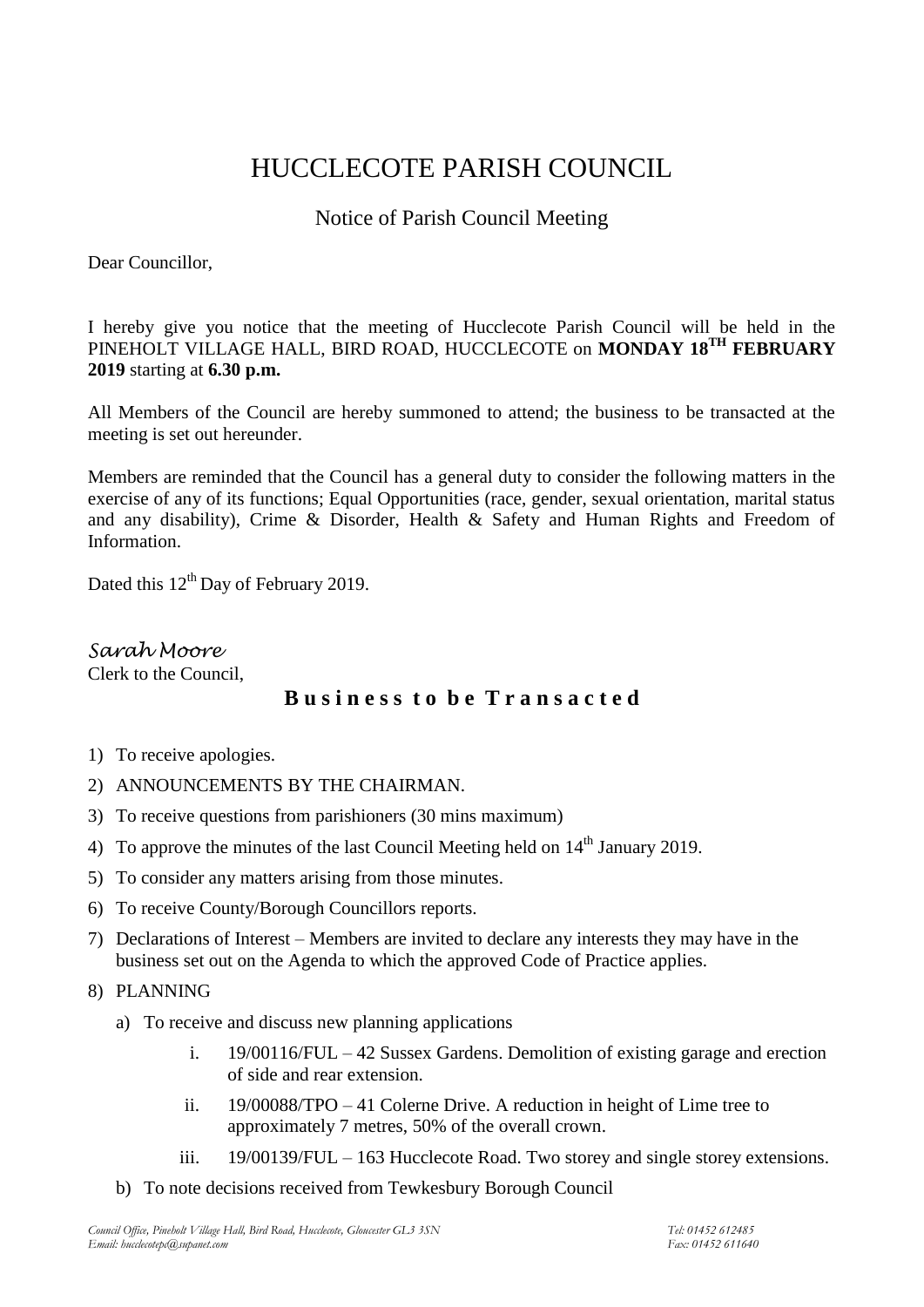# HUCCLECOTE PARISH COUNCIL

## Notice of Parish Council Meeting

Dear Councillor,

I hereby give you notice that the meeting of Hucclecote Parish Council will be held in the PINEHOLT VILLAGE HALL, BIRD ROAD, HUCCLECOTE on **MONDAY 18TH FEBRUARY 2019** starting at **6.30 p.m.**

All Members of the Council are hereby summoned to attend; the business to be transacted at the meeting is set out hereunder.

Members are reminded that the Council has a general duty to consider the following matters in the exercise of any of its functions; Equal Opportunities (race, gender, sexual orientation, marital status and any disability), Crime & Disorder, Health & Safety and Human Rights and Freedom of Information.

Dated this 12th Day of February 2019.

*Sarah Moore*
Clerk to the Council,

### **Business to be Transacted**

1) To receive apologies.
2) ANNOUNCEMENTS BY THE CHAIRMAN.
3) To receive questions from parishioners (30 mins maximum)
4) To approve the minutes of the last Council Meeting held on 14th January 2019.
5) To consider any matters arising from those minutes.
6) To receive County/Borough Councillors reports.
7) Declarations of Interest – Members are invited to declare any interests they may have in the business set out on the Agenda to which the approved Code of Practice applies.
8) PLANNING
   a) To receive and discuss new planning applications
      i. 19/00116/FUL – 42 Sussex Gardens. Demolition of existing garage and erection of side and rear extension.
      ii. 19/00088/TPO – 41 Colerne Drive. A reduction in height of Lime tree to approximately 7 metres, 50% of the overall crown.
      iii. 19/00139/FUL – 163 Hucclecote Road. Two storey and single storey extensions.
   b) To note decisions received from Tewkesbury Borough Council

*Council Office, Pineholt Village Hall, Bird Road, Hucclecote, Gloucester GL3 3SN* *Tel: 01452 612485*
*Email: hucclecotepc@supanet.com* *Fax: 01452 611640*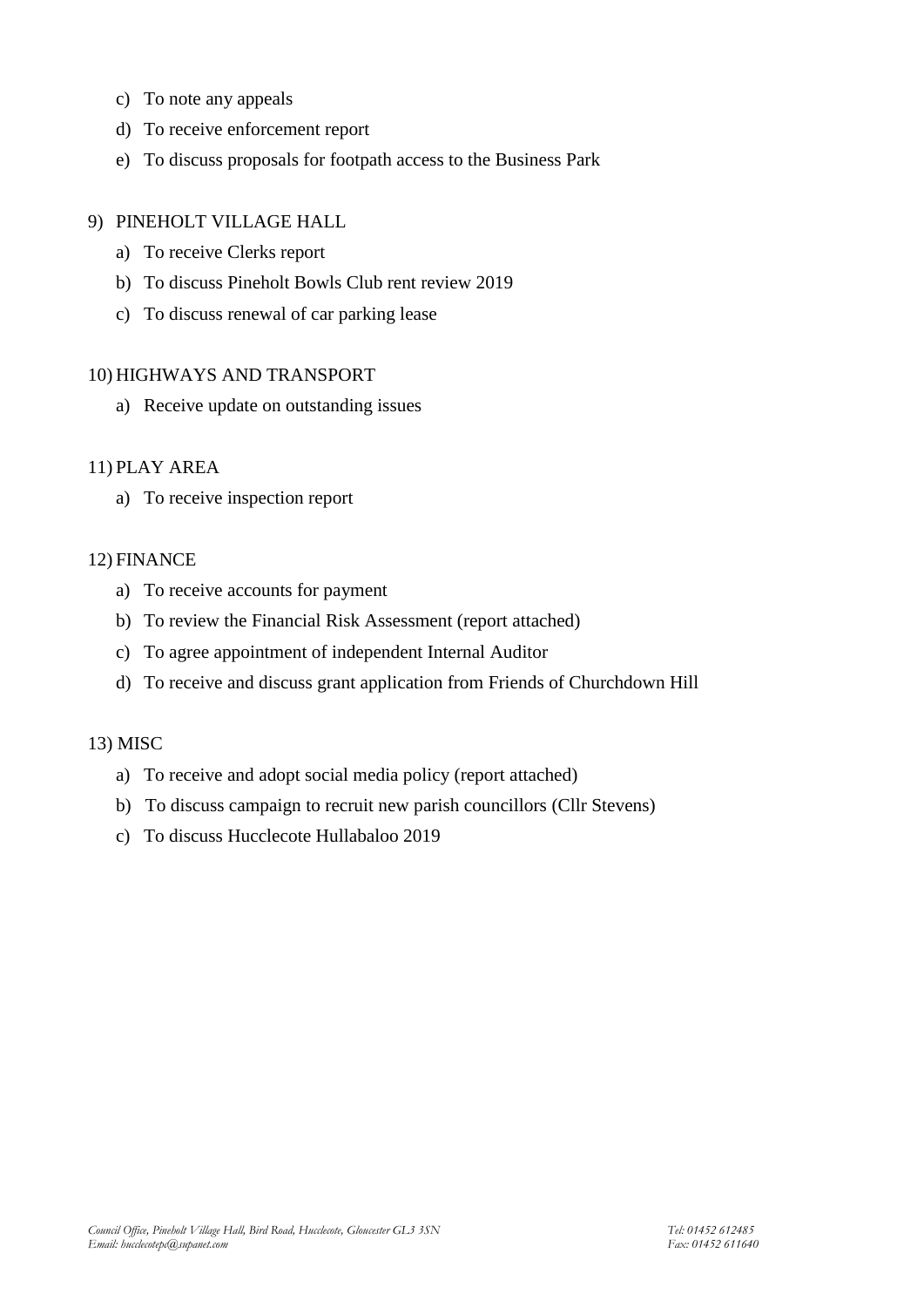c) To note any appeals

d) To receive enforcement report

e) To discuss proposals for footpath access to the Business Park

9) PINEHOLT VILLAGE HALL

a) To receive Clerks report

b) To discuss Pineholt Bowls Club rent review 2019

c) To discuss renewal of car parking lease

10) HIGHWAYS AND TRANSPORT

a) Receive update on outstanding issues

11) PLAY AREA

a) To receive inspection report

12) FINANCE

a) To receive accounts for payment

b) To review the Financial Risk Assessment (report attached)

c) To agree appointment of independent Internal Auditor

d) To receive and discuss grant application from Friends of Churchdown Hill

13) MISC

a) To receive and adopt social media policy (report attached)

b) To discuss campaign to recruit new parish councillors (Cllr Stevens)

c) To discuss Hucclecote Hullabaloo 2019

*Council Office, Pineholt Village Hall, Bird Road, Hucclecote, Gloucester GL3 3SN*
*Email: hucclecotepc@supanet.com*

*Tel: 01452 612485*
*Fax: 01452 611640*